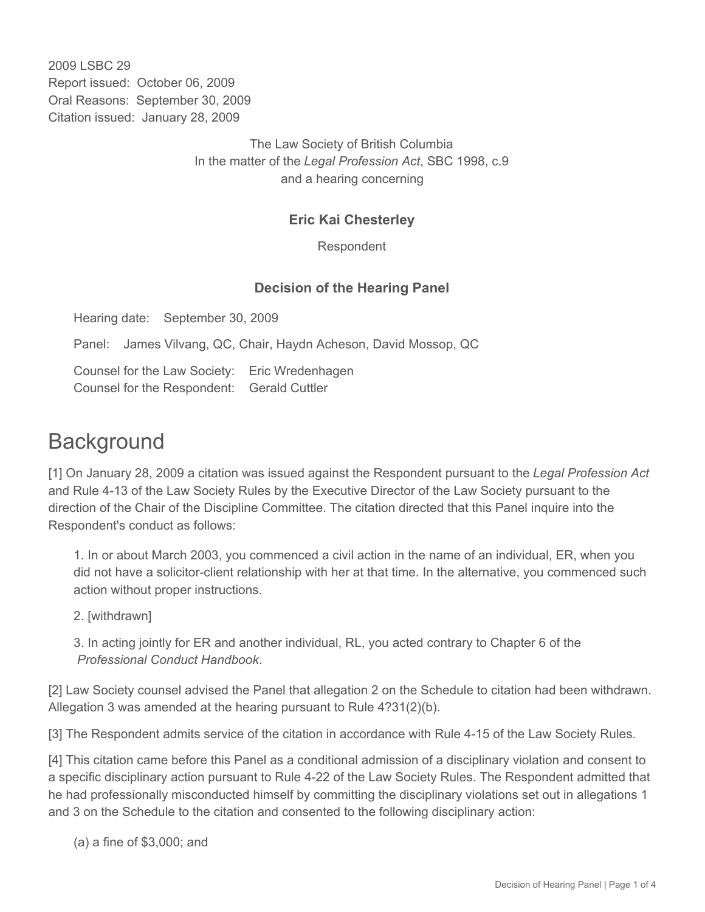2009 LSBC 29
Report issued: October 06, 2009
Oral Reasons: September 30, 2009
Citation issued: January 28, 2009

The Law Society of British Columbia
In the matter of the *Legal Profession Act*, SBC 1998, c.9
and a hearing concerning

**Eric Kai Chesterley**

Respondent

**Decision of the Hearing Panel**

Hearing date: September 30, 2009

Panel: James Vilvang, QC, Chair, Haydn Acheson, David Mossop, QC

Counsel for the Law Society: Eric Wredenhagen
Counsel for the Respondent: Gerald Cuttler

# Background

[1] On January 28, 2009 a citation was issued against the Respondent pursuant to the *Legal Profession Act* and Rule 4-13 of the Law Society Rules by the Executive Director of the Law Society pursuant to the direction of the Chair of the Discipline Committee. The citation directed that this Panel inquire into the Respondent's conduct as follows:

> 1. In or about March 2003, you commenced a civil action in the name of an individual, ER, when you did not have a solicitor-client relationship with her at that time. In the alternative, you commenced such action without proper instructions.
>
> 2. [withdrawn]
>
> 3. In acting jointly for ER and another individual, RL, you acted contrary to Chapter 6 of the *Professional Conduct Handbook*.

[2] Law Society counsel advised the Panel that allegation 2 on the Schedule to citation had been withdrawn. Allegation 3 was amended at the hearing pursuant to Rule 4?31(2)(b).

[3] The Respondent admits service of the citation in accordance with Rule 4-15 of the Law Society Rules.

[4] This citation came before this Panel as a conditional admission of a disciplinary violation and consent to a specific disciplinary action pursuant to Rule 4-22 of the Law Society Rules. The Respondent admitted that he had professionally misconducted himself by committing the disciplinary violations set out in allegations 1 and 3 on the Schedule to the citation and consented to the following disciplinary action:

> (a) a fine of $3,000; and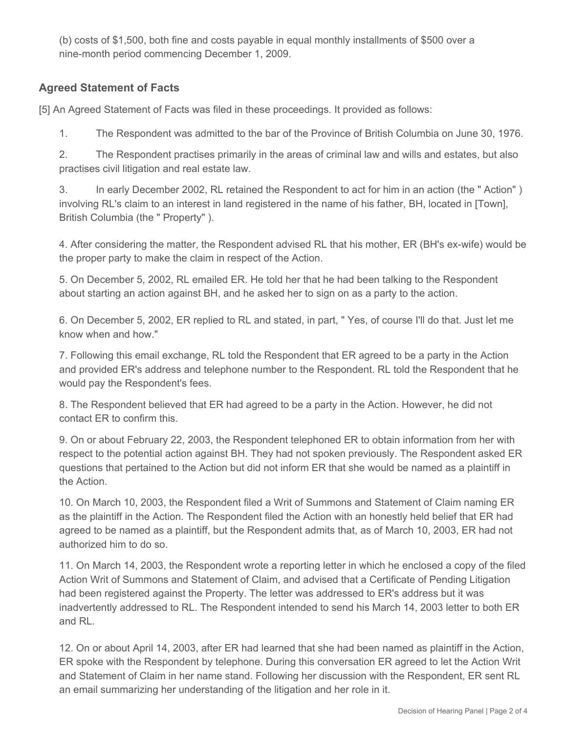(b) costs of $1,500, both fine and costs payable in equal monthly installments of $500 over a nine-month period commencing December 1, 2009.

### Agreed Statement of Facts

[5] An Agreed Statement of Facts was filed in these proceedings. It provided as follows:

1. The Respondent was admitted to the bar of the Province of British Columbia on June 30, 1976.

2. The Respondent practises primarily in the areas of criminal law and wills and estates, but also practises civil litigation and real estate law.

3. In early December 2002, RL retained the Respondent to act for him in an action (the " Action" ) involving RL's claim to an interest in land registered in the name of his father, BH, located in [Town], British Columbia (the " Property" ).

4. After considering the matter, the Respondent advised RL that his mother, ER (BH's ex-wife) would be the proper party to make the claim in respect of the Action.

5. On December 5, 2002, RL emailed ER. He told her that he had been talking to the Respondent about starting an action against BH, and he asked her to sign on as a party to the action.

6. On December 5, 2002, ER replied to RL and stated, in part, " Yes, of course I'll do that. Just let me know when and how."

7. Following this email exchange, RL told the Respondent that ER agreed to be a party in the Action and provided ER's address and telephone number to the Respondent. RL told the Respondent that he would pay the Respondent's fees.

8. The Respondent believed that ER had agreed to be a party in the Action. However, he did not contact ER to confirm this.

9. On or about February 22, 2003, the Respondent telephoned ER to obtain information from her with respect to the potential action against BH. They had not spoken previously. The Respondent asked ER questions that pertained to the Action but did not inform ER that she would be named as a plaintiff in the Action.

10. On March 10, 2003, the Respondent filed a Writ of Summons and Statement of Claim naming ER as the plaintiff in the Action. The Respondent filed the Action with an honestly held belief that ER had agreed to be named as a plaintiff, but the Respondent admits that, as of March 10, 2003, ER had not authorized him to do so.

11. On March 14, 2003, the Respondent wrote a reporting letter in which he enclosed a copy of the filed Action Writ of Summons and Statement of Claim, and advised that a Certificate of Pending Litigation had been registered against the Property. The letter was addressed to ER's address but it was inadvertently addressed to RL. The Respondent intended to send his March 14, 2003 letter to both ER and RL.

12. On or about April 14, 2003, after ER had learned that she had been named as plaintiff in the Action, ER spoke with the Respondent by telephone. During this conversation ER agreed to let the Action Writ and Statement of Claim in her name stand. Following her discussion with the Respondent, ER sent RL an email summarizing her understanding of the litigation and her role in it.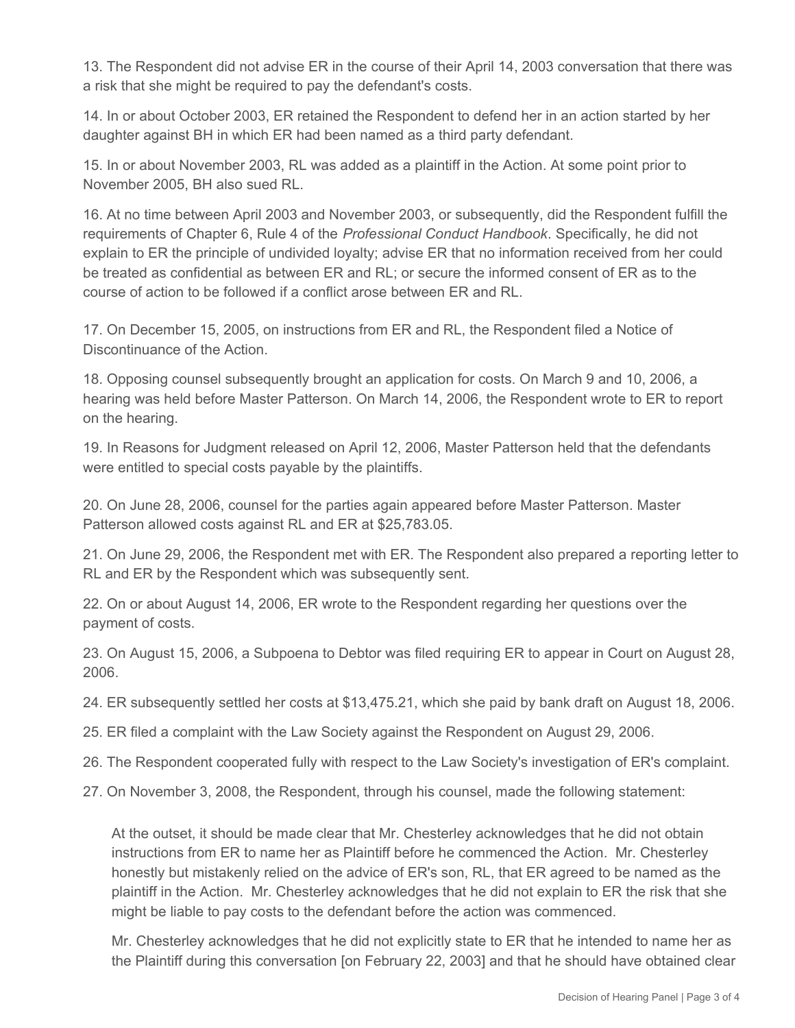13. The Respondent did not advise ER in the course of their April 14, 2003 conversation that there was a risk that she might be required to pay the defendant's costs.

14. In or about October 2003, ER retained the Respondent to defend her in an action started by her daughter against BH in which ER had been named as a third party defendant.

15. In or about November 2003, RL was added as a plaintiff in the Action. At some point prior to November 2005, BH also sued RL.

16. At no time between April 2003 and November 2003, or subsequently, did the Respondent fulfill the requirements of Chapter 6, Rule 4 of the *Professional Conduct Handbook*. Specifically, he did not explain to ER the principle of undivided loyalty; advise ER that no information received from her could be treated as confidential as between ER and RL; or secure the informed consent of ER as to the course of action to be followed if a conflict arose between ER and RL.

17. On December 15, 2005, on instructions from ER and RL, the Respondent filed a Notice of Discontinuance of the Action.

18. Opposing counsel subsequently brought an application for costs. On March 9 and 10, 2006, a hearing was held before Master Patterson. On March 14, 2006, the Respondent wrote to ER to report on the hearing.

19. In Reasons for Judgment released on April 12, 2006, Master Patterson held that the defendants were entitled to special costs payable by the plaintiffs.

20. On June 28, 2006, counsel for the parties again appeared before Master Patterson. Master Patterson allowed costs against RL and ER at $25,783.05.

21. On June 29, 2006, the Respondent met with ER. The Respondent also prepared a reporting letter to RL and ER by the Respondent which was subsequently sent.

22. On or about August 14, 2006, ER wrote to the Respondent regarding her questions over the payment of costs.

23. On August 15, 2006, a Subpoena to Debtor was filed requiring ER to appear in Court on August 28, 2006.

24. ER subsequently settled her costs at $13,475.21, which she paid by bank draft on August 18, 2006.

25. ER filed a complaint with the Law Society against the Respondent on August 29, 2006.

26. The Respondent cooperated fully with respect to the Law Society's investigation of ER's complaint.

27. On November 3, 2008, the Respondent, through his counsel, made the following statement:

> At the outset, it should be made clear that Mr. Chesterley acknowledges that he did not obtain instructions from ER to name her as Plaintiff before he commenced the Action. Mr. Chesterley honestly but mistakenly relied on the advice of ER's son, RL, that ER agreed to be named as the plaintiff in the Action. Mr. Chesterley acknowledges that he did not explain to ER the risk that she might be liable to pay costs to the defendant before the action was commenced.
>
> Mr. Chesterley acknowledges that he did not explicitly state to ER that he intended to name her as the Plaintiff during this conversation [on February 22, 2003] and that he should have obtained clear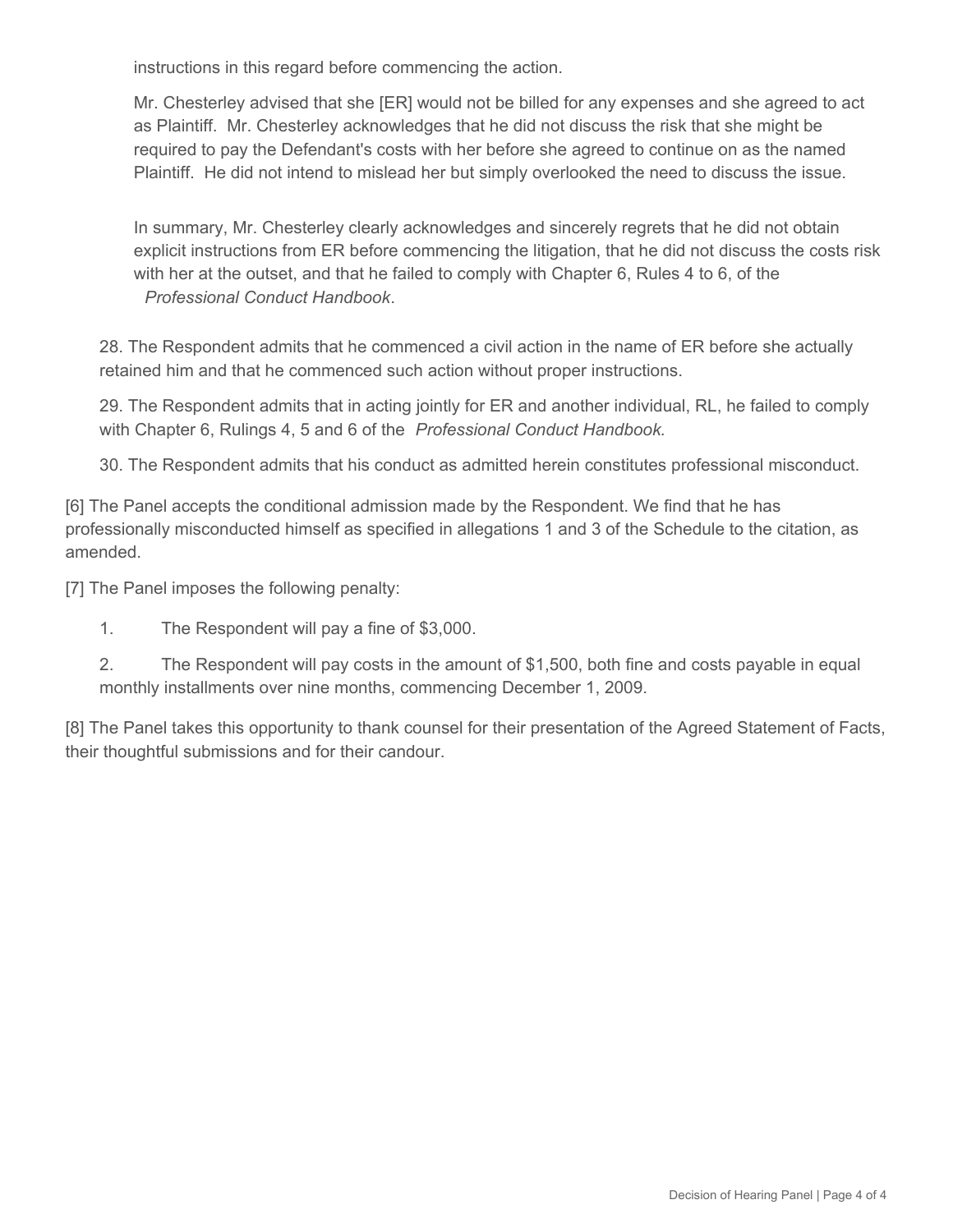instructions in this regard before commencing the action.

> Mr. Chesterley advised that she [ER] would not be billed for any expenses and she agreed to act as Plaintiff. Mr. Chesterley acknowledges that he did not discuss the risk that she might be required to pay the Defendant's costs with her before she agreed to continue on as the named Plaintiff. He did not intend to mislead her but simply overlooked the need to discuss the issue.
>
> In summary, Mr. Chesterley clearly acknowledges and sincerely regrets that he did not obtain explicit instructions from ER before commencing the litigation, that he did not discuss the costs risk with her at the outset, and that he failed to comply with Chapter 6, Rules 4 to 6, of the *Professional Conduct Handbook*.

28. The Respondent admits that he commenced a civil action in the name of ER before she actually retained him and that he commenced such action without proper instructions.

29. The Respondent admits that in acting jointly for ER and another individual, RL, he failed to comply with Chapter 6, Rulings 4, 5 and 6 of the *Professional Conduct Handbook.*

30. The Respondent admits that his conduct as admitted herein constitutes professional misconduct.

[6] The Panel accepts the conditional admission made by the Respondent. We find that he has professionally misconducted himself as specified in allegations 1 and 3 of the Schedule to the citation, as amended.

[7] The Panel imposes the following penalty:

1. The Respondent will pay a fine of $3,000.

2. The Respondent will pay costs in the amount of $1,500, both fine and costs payable in equal monthly installments over nine months, commencing December 1, 2009.

[8] The Panel takes this opportunity to thank counsel for their presentation of the Agreed Statement of Facts, their thoughtful submissions and for their candour.